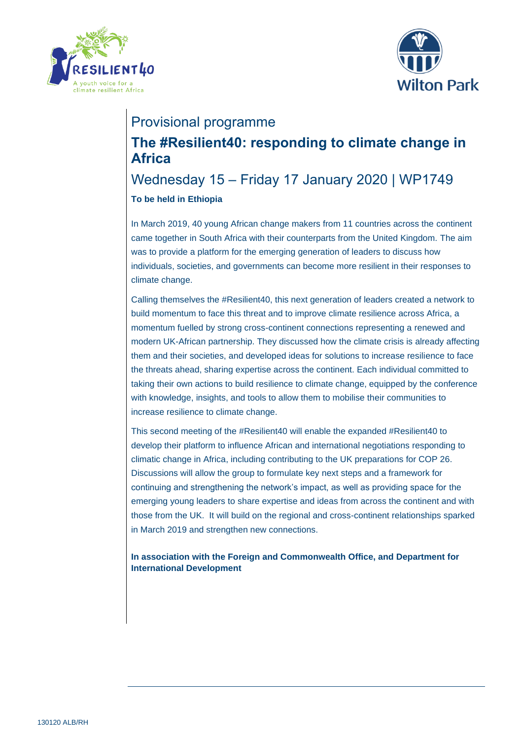Provisional programme

# The #Resilient40: responding to climate change in Africa

## Wednesday 15 – Friday 17 January 2020 | WP1749

**To be held in Ethiopia**

In March 2019, 40 young African change makers from 11 countries across the continent came together in South Africa with their counterparts from the United Kingdom. The aim was to provide a platform for the emerging generation of leaders to discuss how individuals, societies, and governments can become more resilient in their responses to climate change.

Calling themselves the #Resilient40, this next generation of leaders created a network to build momentum to face this threat and to improve climate resilience across Africa, a momentum fuelled by strong cross-continent connections representing a renewed and modern UK-African partnership. They discussed how the climate crisis is already affecting them and their societies, and developed ideas for solutions to increase resilience to face the threats ahead, sharing expertise across the continent. Each individual committed to taking their own actions to build resilience to climate change, equipped by the conference with knowledge, insights, and tools to allow them to mobilise their communities to increase resilience to climate change.

This second meeting of the #Resilient40 will enable the expanded #Resilient40 to develop their platform to influence African and international negotiations responding to climatic change in Africa, including contributing to the UK preparations for COP 26. Discussions will allow the group to formulate key next steps and a framework for continuing and strengthening the network's impact, as well as providing space for the emerging young leaders to share expertise and ideas from across the continent and with those from the UK. It will build on the regional and cross-continent relationships sparked in March 2019 and strengthen new connections.

**In association with the Foreign and Commonwealth Office, and Department for International Development**

130120 ALB/RH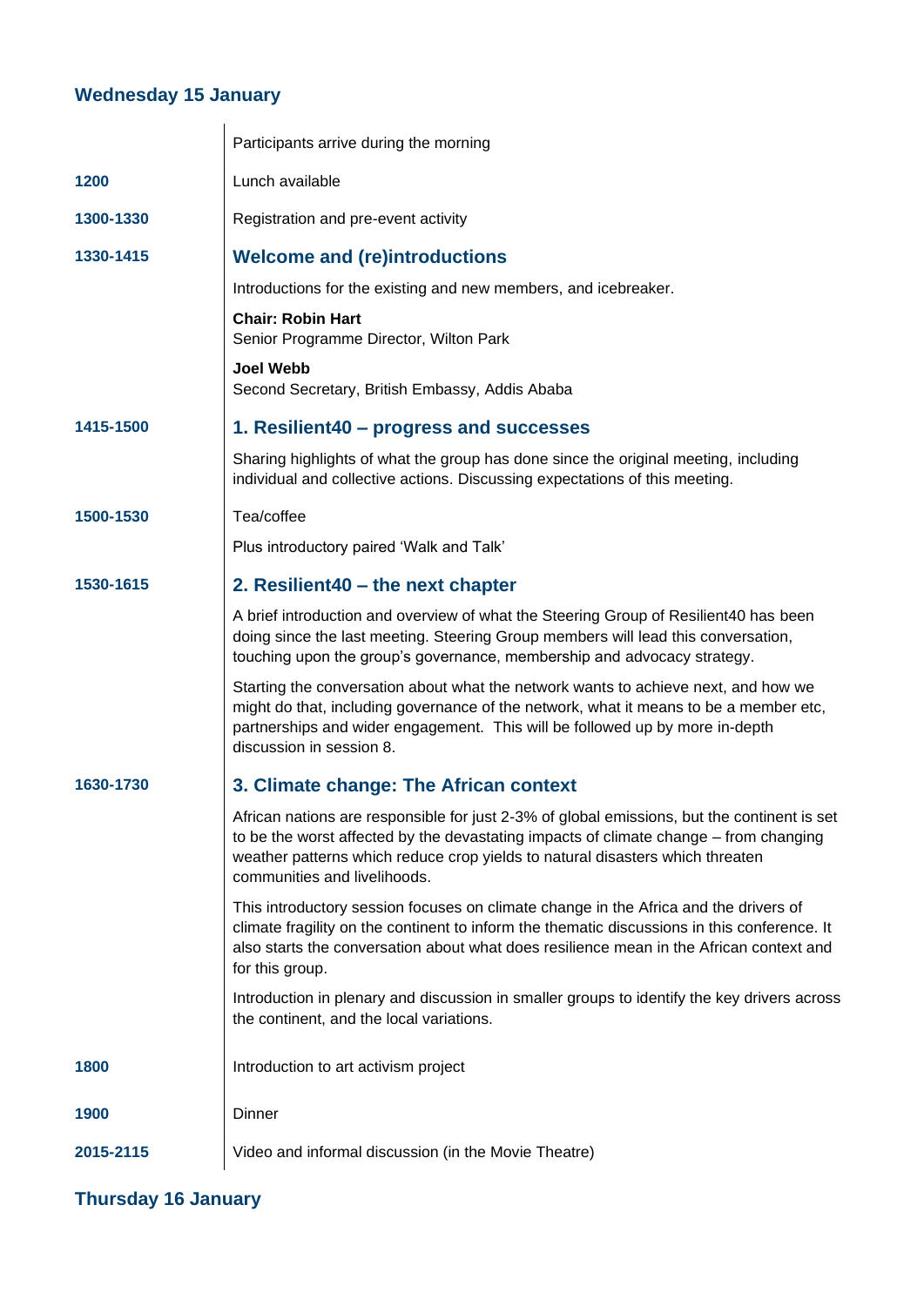## Wednesday 15 January

| | |
|---|---|
| | Participants arrive during the morning |
| **1200** | Lunch available |
| **1300-1330** | Registration and pre-event activity |
| **1330-1415** | **Welcome and (re)introductions**<br>Introductions for the existing and new members, and icebreaker.<br>**Chair: Robin Hart**<br>Senior Programme Director, Wilton Park<br>**Joel Webb**<br>Second Secretary, British Embassy, Addis Ababa |
| **1415-1500** | **1. Resilient40 – progress and successes**<br>Sharing highlights of what the group has done since the original meeting, including individual and collective actions. Discussing expectations of this meeting. |
| **1500-1530** | Tea/coffee<br>Plus introductory paired 'Walk and Talk' |
| **1530-1615** | **2. Resilient40 – the next chapter**<br>A brief introduction and overview of what the Steering Group of Resilient40 has been doing since the last meeting. Steering Group members will lead this conversation, touching upon the group's governance, membership and advocacy strategy.<br>Starting the conversation about what the network wants to achieve next, and how we might do that, including governance of the network, what it means to be a member etc, partnerships and wider engagement. This will be followed up by more in-depth discussion in session 8. |
| **1630-1730** | **3. Climate change: The African context**<br>African nations are responsible for just 2-3% of global emissions, but the continent is set to be the worst affected by the devastating impacts of climate change – from changing weather patterns which reduce crop yields to natural disasters which threaten communities and livelihoods.<br>This introductory session focuses on climate change in the Africa and the drivers of climate fragility on the continent to inform the thematic discussions in this conference. It also starts the conversation about what does resilience mean in the African context and for this group.<br>Introduction in plenary and discussion in smaller groups to identify the key drivers across the continent, and the local variations. |
| **1800** | Introduction to art activism project |
| **1900** | Dinner |
| **2015-2115** | Video and informal discussion (in the Movie Theatre) |

## Thursday 16 January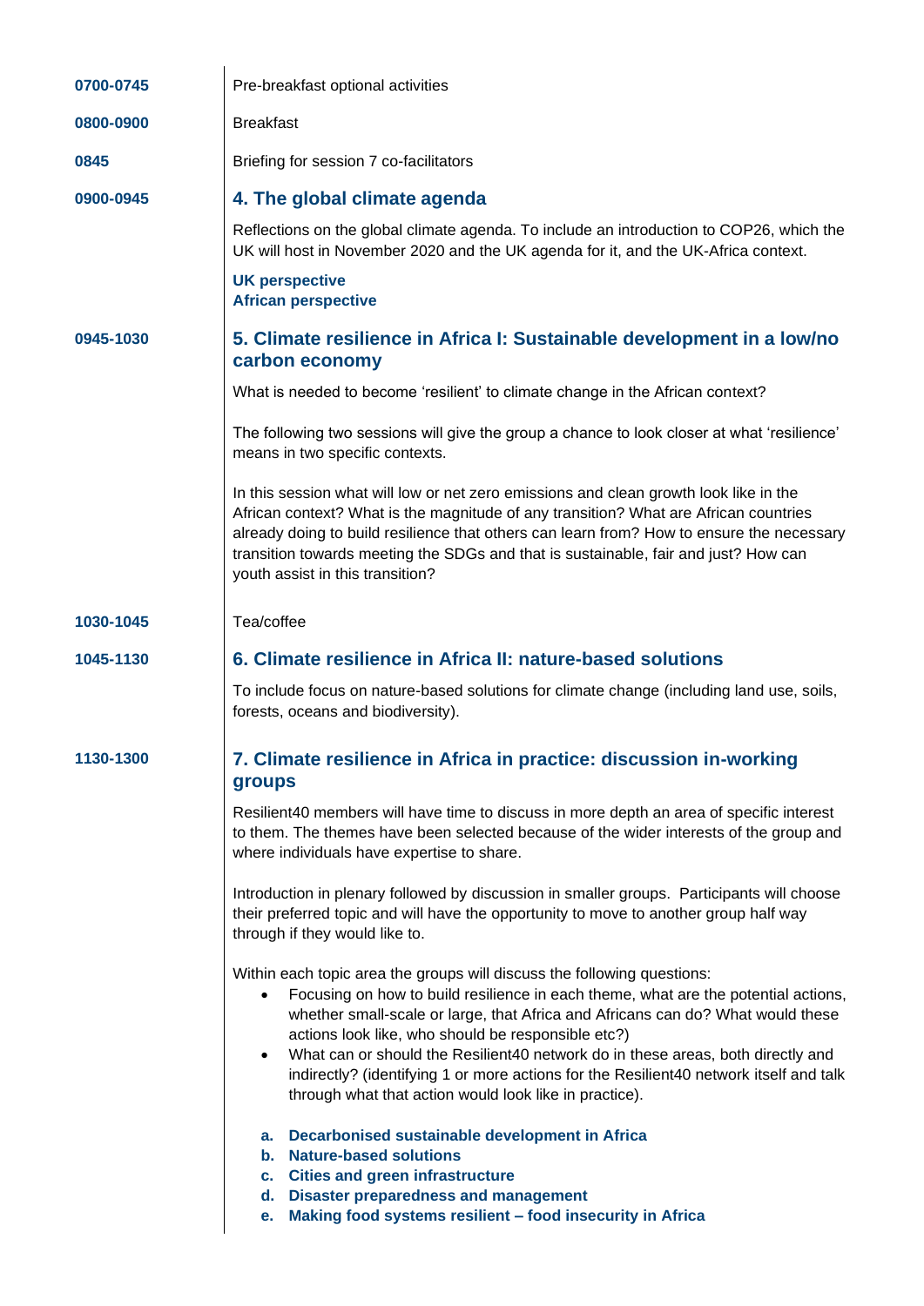**0700-0745** Pre-breakfast optional activities

**0800-0900** Breakfast

**0845** Briefing for session 7 co-facilitators

**0900-0945**

## 4. The global climate agenda

Reflections on the global climate agenda. To include an introduction to COP26, which the UK will host in November 2020 and the UK agenda for it, and the UK-Africa context.

**UK perspective**
**African perspective**

**0945-1030**

## 5. Climate resilience in Africa I: Sustainable development in a low/no carbon economy

What is needed to become 'resilient' to climate change in the African context?

The following two sessions will give the group a chance to look closer at what 'resilience' means in two specific contexts.

In this session what will low or net zero emissions and clean growth look like in the African context? What is the magnitude of any transition? What are African countries already doing to build resilience that others can learn from? How to ensure the necessary transition towards meeting the SDGs and that is sustainable, fair and just? How can youth assist in this transition?

**1030-1045** Tea/coffee

**1045-1130**

## 6. Climate resilience in Africa II: nature-based solutions

To include focus on nature-based solutions for climate change (including land use, soils, forests, oceans and biodiversity).

**1130-1300**

## 7. Climate resilience in Africa in practice: discussion in-working groups

Resilient40 members will have time to discuss in more depth an area of specific interest to them. The themes have been selected because of the wider interests of the group and where individuals have expertise to share.

Introduction in plenary followed by discussion in smaller groups. Participants will choose their preferred topic and will have the opportunity to move to another group half way through if they would like to.

Within each topic area the groups will discuss the following questions:

- Focusing on how to build resilience in each theme, what are the potential actions, whether small-scale or large, that Africa and Africans can do? What would these actions look like, who should be responsible etc?)
- What can or should the Resilient40 network do in these areas, both directly and indirectly? (identifying 1 or more actions for the Resilient40 network itself and talk through what that action would look like in practice).

a. **Decarbonised sustainable development in Africa**
b. **Nature-based solutions**
c. **Cities and green infrastructure**
d. **Disaster preparedness and management**
e. **Making food systems resilient – food insecurity in Africa**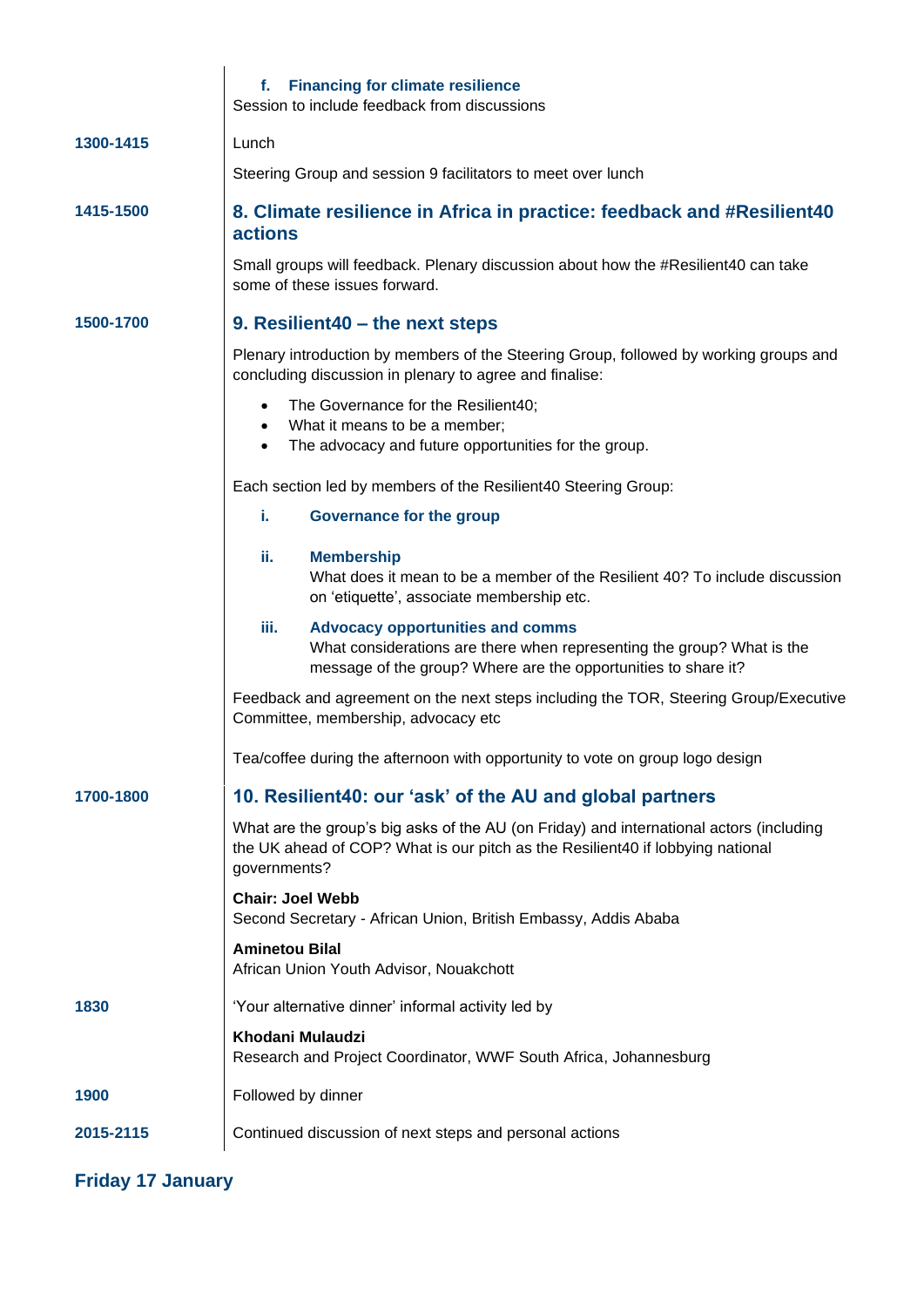| | |
|---|---|
| | **f. Financing for climate resilience**<br>Session to include feedback from discussions |
| **1300-1415** | Lunch<br><br>Steering Group and session 9 facilitators to meet over lunch |
| **1415-1500** | **8. Climate resilience in Africa in practice: feedback and #Resilient40 actions**<br><br>Small groups will feedback. Plenary discussion about how the #Resilient40 can take some of these issues forward. |
| **1500-1700** | **9. Resilient40 – the next steps**<br><br>Plenary introduction by members of the Steering Group, followed by working groups and concluding discussion in plenary to agree and finalise:<br><br>• The Governance for the Resilient40;<br>• What it means to be a member;<br>• The advocacy and future opportunities for the group.<br><br>Each section led by members of the Resilient40 Steering Group:<br><br>**i. Governance for the group**<br><br>**ii. Membership**<br>What does it mean to be a member of the Resilient 40? To include discussion on 'etiquette', associate membership etc.<br><br>**iii. Advocacy opportunities and comms**<br>What considerations are there when representing the group? What is the message of the group? Where are the opportunities to share it?<br><br>Feedback and agreement on the next steps including the TOR, Steering Group/Executive Committee, membership, advocacy etc<br><br>Tea/coffee during the afternoon with opportunity to vote on group logo design |
| **1700-1800** | **10. Resilient40: our 'ask' of the AU and global partners**<br><br>What are the group's big asks of the AU (on Friday) and international actors (including the UK ahead of COP? What is our pitch as the Resilient40 if lobbying national governments?<br><br>**Chair: Joel Webb**<br>Second Secretary - African Union, British Embassy, Addis Ababa<br><br>**Aminetou Bilal**<br>African Union Youth Advisor, Nouakchott |
| **1830** | 'Your alternative dinner' informal activity led by<br><br>**Khodani Mulaudzi**<br>Research and Project Coordinator, WWF South Africa, Johannesburg |
| **1900** | Followed by dinner |
| **2015-2115** | Continued discussion of next steps and personal actions |

## Friday 17 January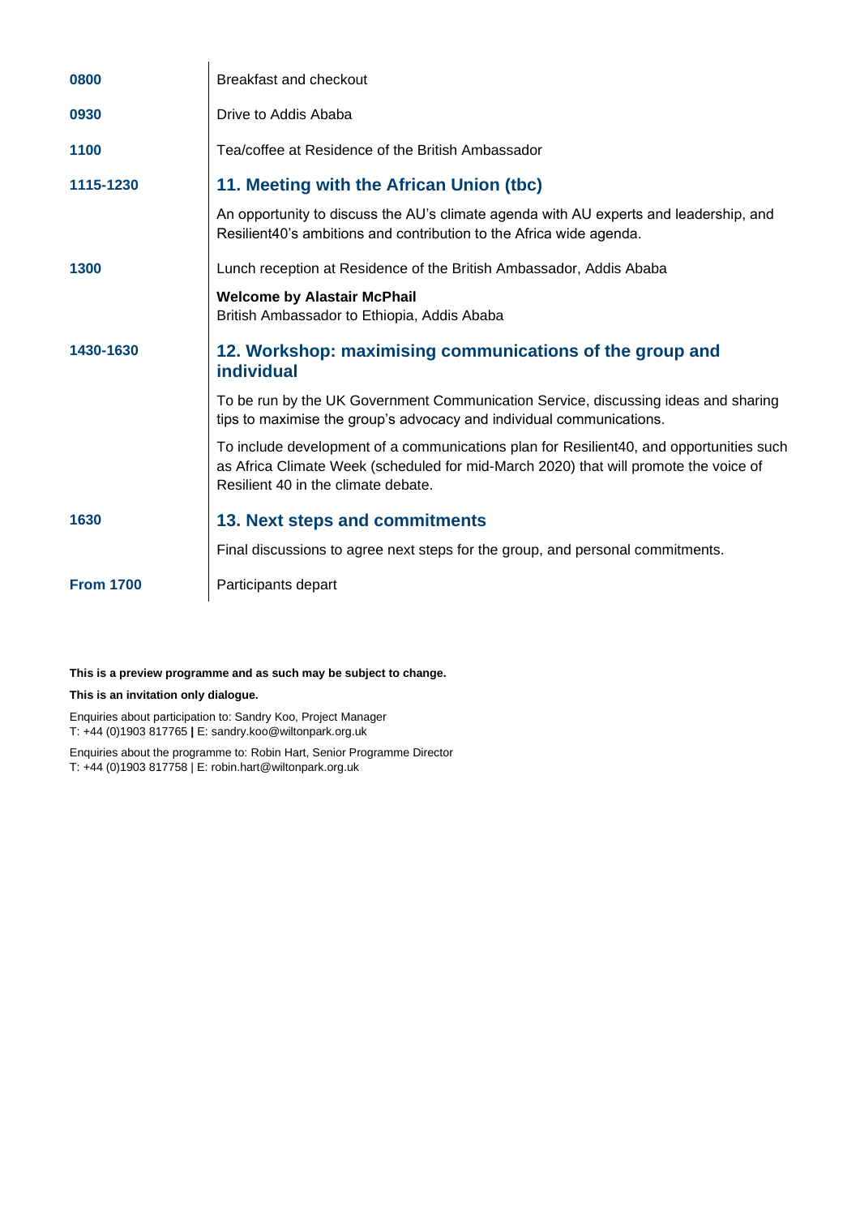| | |
|---|---|
| **0800** | Breakfast and checkout |
| **0930** | Drive to Addis Ababa |
| **1100** | Tea/coffee at Residence of the British Ambassador |
| **1115-1230** | **11. Meeting with the African Union (tbc)**<br><br>An opportunity to discuss the AU's climate agenda with AU experts and leadership, and Resilient40's ambitions and contribution to the Africa wide agenda. |
| **1300** | Lunch reception at Residence of the British Ambassador, Addis Ababa<br><br>**Welcome by Alastair McPhail**<br>British Ambassador to Ethiopia, Addis Ababa |
| **1430-1630** | **12. Workshop: maximising communications of the group and individual**<br><br>To be run by the UK Government Communication Service, discussing ideas and sharing tips to maximise the group's advocacy and individual communications.<br><br>To include development of a communications plan for Resilient40, and opportunities such as Africa Climate Week (scheduled for mid-March 2020) that will promote the voice of Resilient 40 in the climate debate. |
| **1630** | **13. Next steps and commitments**<br><br>Final discussions to agree next steps for the group, and personal commitments. |
| **From 1700** | Participants depart |

**This is a preview programme and as such may be subject to change.**

**This is an invitation only dialogue.**

Enquiries about participation to: Sandry Koo, Project Manager
T: +44 (0)1903 817765 | E: sandry.koo@wiltonpark.org.uk

Enquiries about the programme to: Robin Hart, Senior Programme Director
T: +44 (0)1903 817758 | E: robin.hart@wiltonpark.org.uk